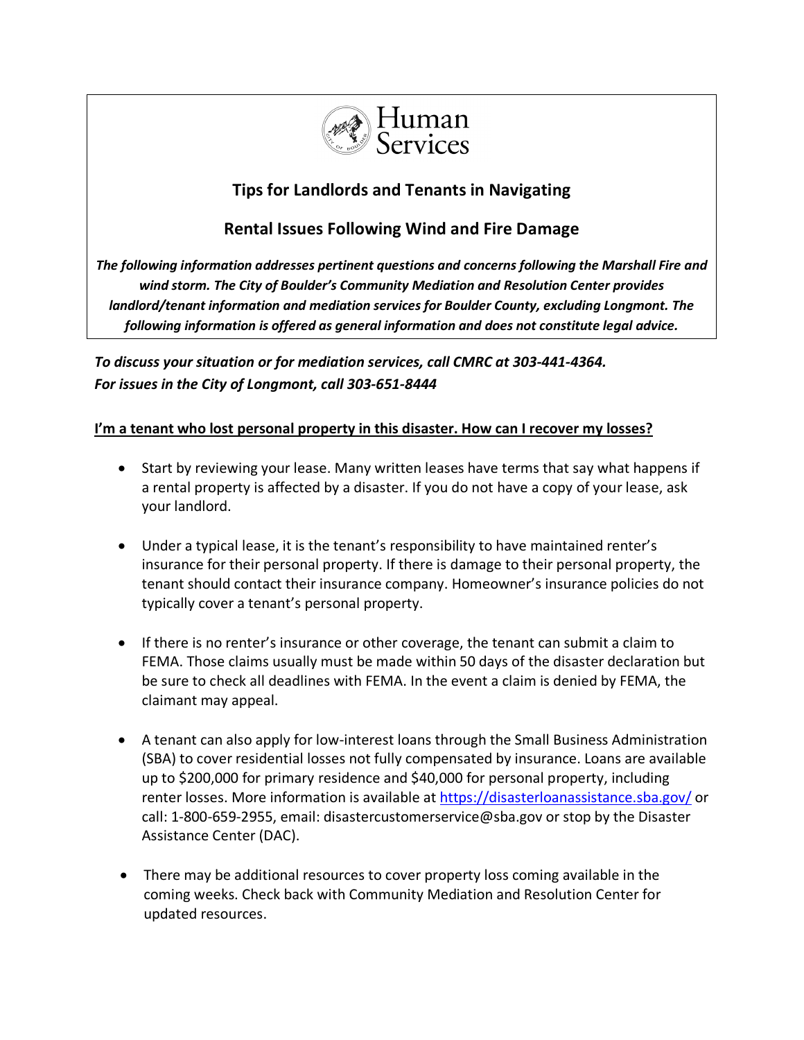Human Services

# Tips for Landlords and Tenants in Navigating

# Rental Issues Following Wind and Fire Damage

***The following information addresses pertinent questions and concerns following the Marshall Fire and wind storm. The City of Boulder's Community Mediation and Resolution Center provides landlord/tenant information and mediation services for Boulder County, excluding Longmont. The following information is offered as general information and does not constitute legal advice.***

***To discuss your situation or for mediation services, call CMRC at 303-441-4364.***
***For issues in the City of Longmont, call 303-651-8444***

**I'm a tenant who lost personal property in this disaster. How can I recover my losses?**

- Start by reviewing your lease. Many written leases have terms that say what happens if a rental property is affected by a disaster. If you do not have a copy of your lease, ask your landlord.

- Under a typical lease, it is the tenant's responsibility to have maintained renter's insurance for their personal property. If there is damage to their personal property, the tenant should contact their insurance company. Homeowner's insurance policies do not typically cover a tenant's personal property.

- If there is no renter's insurance or other coverage, the tenant can submit a claim to FEMA. Those claims usually must be made within 50 days of the disaster declaration but be sure to check all deadlines with FEMA. In the event a claim is denied by FEMA, the claimant may appeal.

- A tenant can also apply for low-interest loans through the Small Business Administration (SBA) to cover residential losses not fully compensated by insurance. Loans are available up to $200,000 for primary residence and $40,000 for personal property, including renter losses. More information is available at https://disasterloanassistance.sba.gov/ or call: 1-800-659-2955, email: disastercustomerservice@sba.gov or stop by the Disaster Assistance Center (DAC).

- There may be additional resources to cover property loss coming available in the coming weeks. Check back with Community Mediation and Resolution Center for updated resources.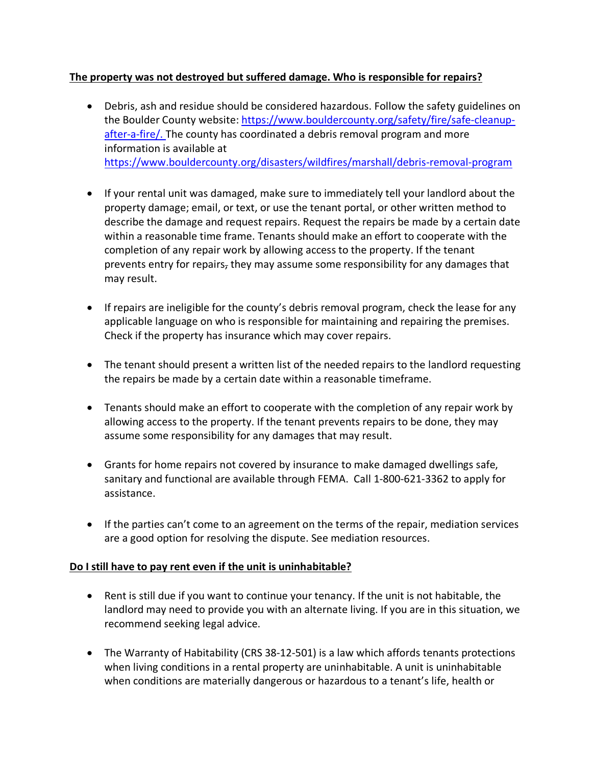**The property was not destroyed but suffered damage. Who is responsible for repairs?**

- Debris, ash and residue should be considered hazardous. Follow the safety guidelines on the Boulder County website: https://www.bouldercounty.org/safety/fire/safe-cleanup-after-a-fire/. The county has coordinated a debris removal program and more information is available at https://www.bouldercounty.org/disasters/wildfires/marshall/debris-removal-program

- If your rental unit was damaged, make sure to immediately tell your landlord about the property damage; email, or text, or use the tenant portal, or other written method to describe the damage and request repairs. Request the repairs be made by a certain date within a reasonable time frame. Tenants should make an effort to cooperate with the completion of any repair work by allowing access to the property. If the tenant prevents entry for repairs, they may assume some responsibility for any damages that may result.

- If repairs are ineligible for the county's debris removal program, check the lease for any applicable language on who is responsible for maintaining and repairing the premises. Check if the property has insurance which may cover repairs.

- The tenant should present a written list of the needed repairs to the landlord requesting the repairs be made by a certain date within a reasonable timeframe.

- Tenants should make an effort to cooperate with the completion of any repair work by allowing access to the property. If the tenant prevents repairs to be done, they may assume some responsibility for any damages that may result.

- Grants for home repairs not covered by insurance to make damaged dwellings safe, sanitary and functional are available through FEMA. Call 1-800-621-3362 to apply for assistance.

- If the parties can't come to an agreement on the terms of the repair, mediation services are a good option for resolving the dispute. See mediation resources.

**Do I still have to pay rent even if the unit is uninhabitable?**

- Rent is still due if you want to continue your tenancy. If the unit is not habitable, the landlord may need to provide you with an alternate living. If you are in this situation, we recommend seeking legal advice.

- The Warranty of Habitability (CRS 38-12-501) is a law which affords tenants protections when living conditions in a rental property are uninhabitable. A unit is uninhabitable when conditions are materially dangerous or hazardous to a tenant's life, health or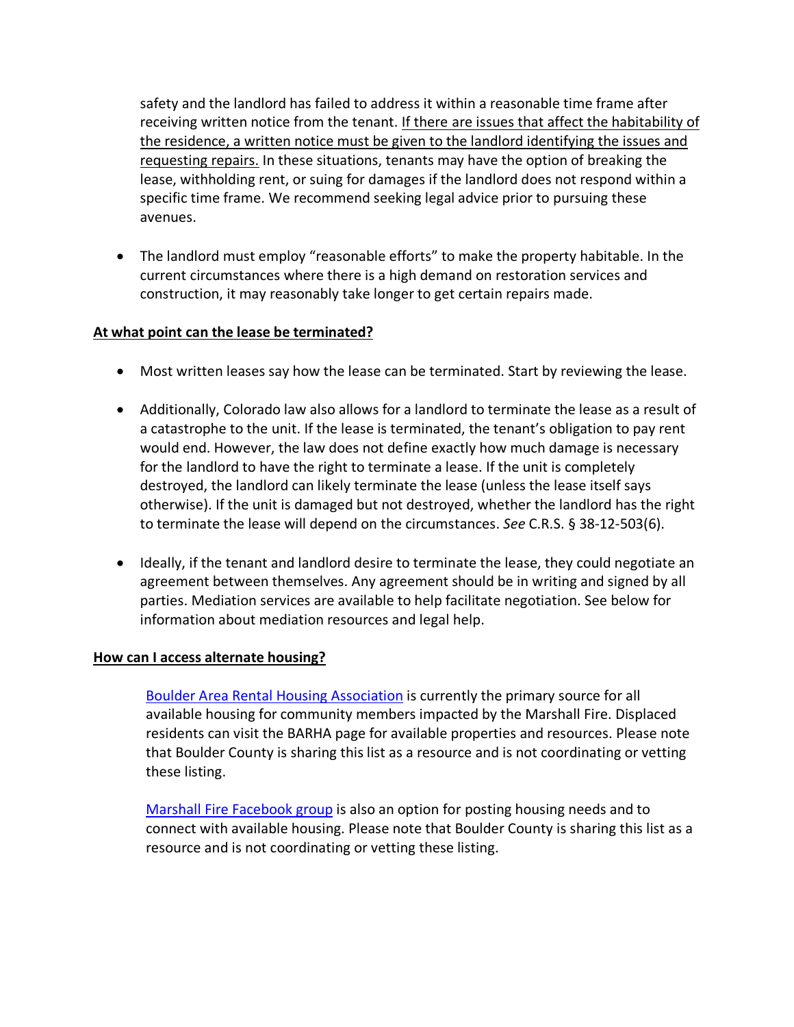safety and the landlord has failed to address it within a reasonable time frame after receiving written notice from the tenant. <u>If there are issues that affect the habitability of the residence, a written notice must be given to the landlord identifying the issues and requesting repairs.</u> In these situations, tenants may have the option of breaking the lease, withholding rent, or suing for damages if the landlord does not respond within a specific time frame. We recommend seeking legal advice prior to pursuing these avenues.

- The landlord must employ "reasonable efforts" to make the property habitable. In the current circumstances where there is a high demand on restoration services and construction, it may reasonably take longer to get certain repairs made.

**<u>At what point can the lease be terminated?</u>**

- Most written leases say how the lease can be terminated. Start by reviewing the lease.

- Additionally, Colorado law also allows for a landlord to terminate the lease as a result of a catastrophe to the unit. If the lease is terminated, the tenant's obligation to pay rent would end. However, the law does not define exactly how much damage is necessary for the landlord to have the right to terminate a lease. If the unit is completely destroyed, the landlord can likely terminate the lease (unless the lease itself says otherwise). If the unit is damaged but not destroyed, whether the landlord has the right to terminate the lease will depend on the circumstances. *See* C.R.S. § 38-12-503(6).

- Ideally, if the tenant and landlord desire to terminate the lease, they could negotiate an agreement between themselves. Any agreement should be in writing and signed by all parties. Mediation services are available to help facilitate negotiation. See below for information about mediation resources and legal help.

**<u>How can I access alternate housing?</u>**

Boulder Area Rental Housing Association is currently the primary source for all available housing for community members impacted by the Marshall Fire. Displaced residents can visit the BARHA page for available properties and resources. Please note that Boulder County is sharing this list as a resource and is not coordinating or vetting these listing.

Marshall Fire Facebook group is also an option for posting housing needs and to connect with available housing. Please note that Boulder County is sharing this list as a resource and is not coordinating or vetting these listing.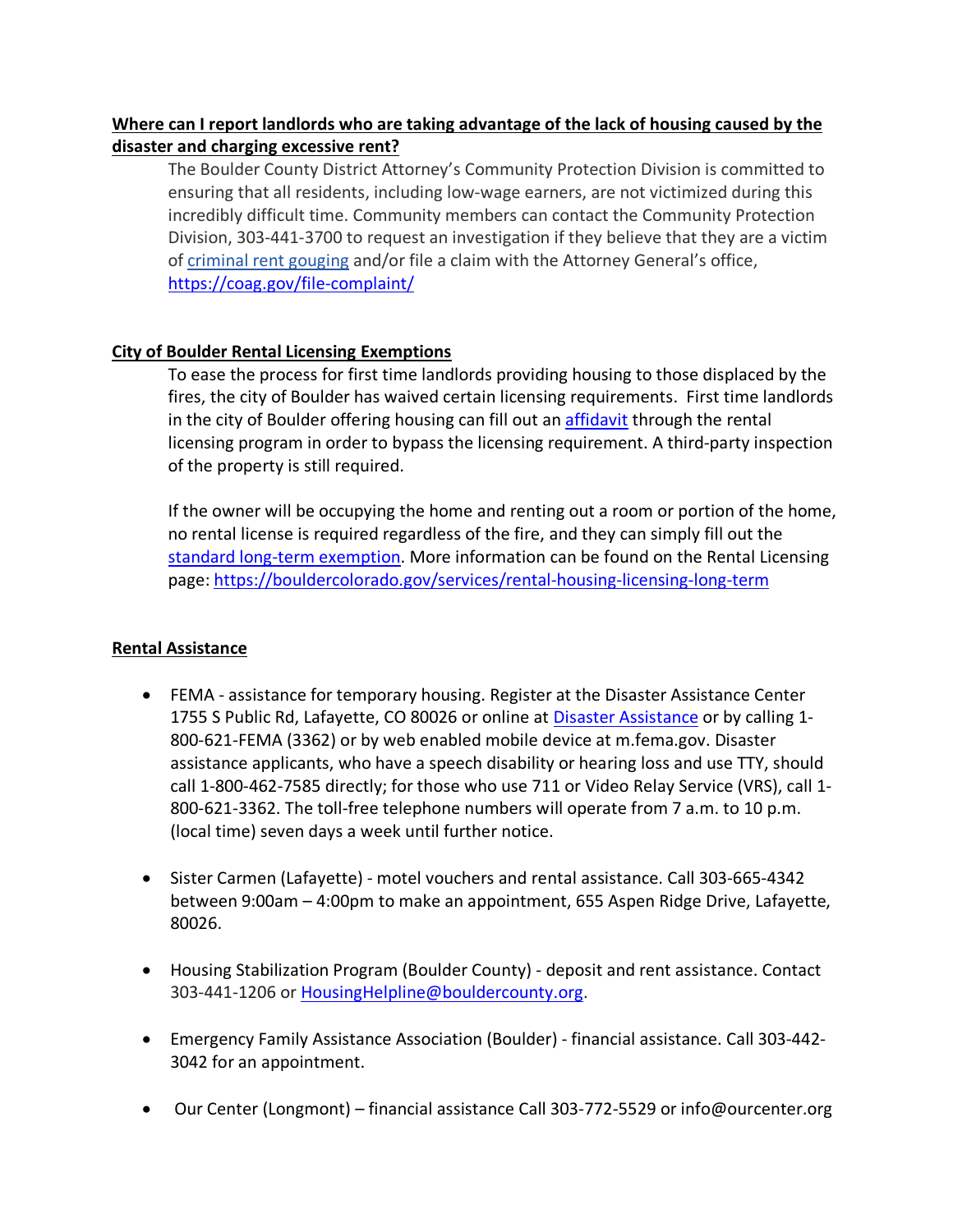**Where can I report landlords who are taking advantage of the lack of housing caused by the disaster and charging excessive rent?**

The Boulder County District Attorney's Community Protection Division is committed to ensuring that all residents, including low-wage earners, are not victimized during this incredibly difficult time. Community members can contact the Community Protection Division, 303-441-3700 to request an investigation if they believe that they are a victim of [criminal rent gouging]() and/or file a claim with the Attorney General's office, [https://coag.gov/file-complaint/](https://coag.gov/file-complaint/)

**City of Boulder Rental Licensing Exemptions**

To ease the process for first time landlords providing housing to those displaced by the fires, the city of Boulder has waived certain licensing requirements. First time landlords in the city of Boulder offering housing can fill out an [affidavit]() through the rental licensing program in order to bypass the licensing requirement. A third-party inspection of the property is still required.

If the owner will be occupying the home and renting out a room or portion of the home, no rental license is required regardless of the fire, and they can simply fill out the [standard long-term exemption](). More information can be found on the Rental Licensing page: [https://bouldercolorado.gov/services/rental-housing-licensing-long-term](https://bouldercolorado.gov/services/rental-housing-licensing-long-term)

**Rental Assistance**

- FEMA - assistance for temporary housing. Register at the Disaster Assistance Center 1755 S Public Rd, Lafayette, CO 80026 or online at [Disaster Assistance]() or by calling 1-800-621-FEMA (3362) or by web enabled mobile device at m.fema.gov. Disaster assistance applicants, who have a speech disability or hearing loss and use TTY, should call 1-800-462-7585 directly; for those who use 711 or Video Relay Service (VRS), call 1-800-621-3362. The toll-free telephone numbers will operate from 7 a.m. to 10 p.m. (local time) seven days a week until further notice.

- Sister Carmen (Lafayette) - motel vouchers and rental assistance. Call 303-665-4342 between 9:00am – 4:00pm to make an appointment, 655 Aspen Ridge Drive, Lafayette, 80026.

- Housing Stabilization Program (Boulder County) - deposit and rent assistance. Contact 303-441-1206 or [HousingHelpline@bouldercounty.org](mailto:HousingHelpline@bouldercounty.org).

- Emergency Family Assistance Association (Boulder) - financial assistance. Call 303-442-3042 for an appointment.

- Our Center (Longmont) – financial assistance Call 303-772-5529 or info@ourcenter.org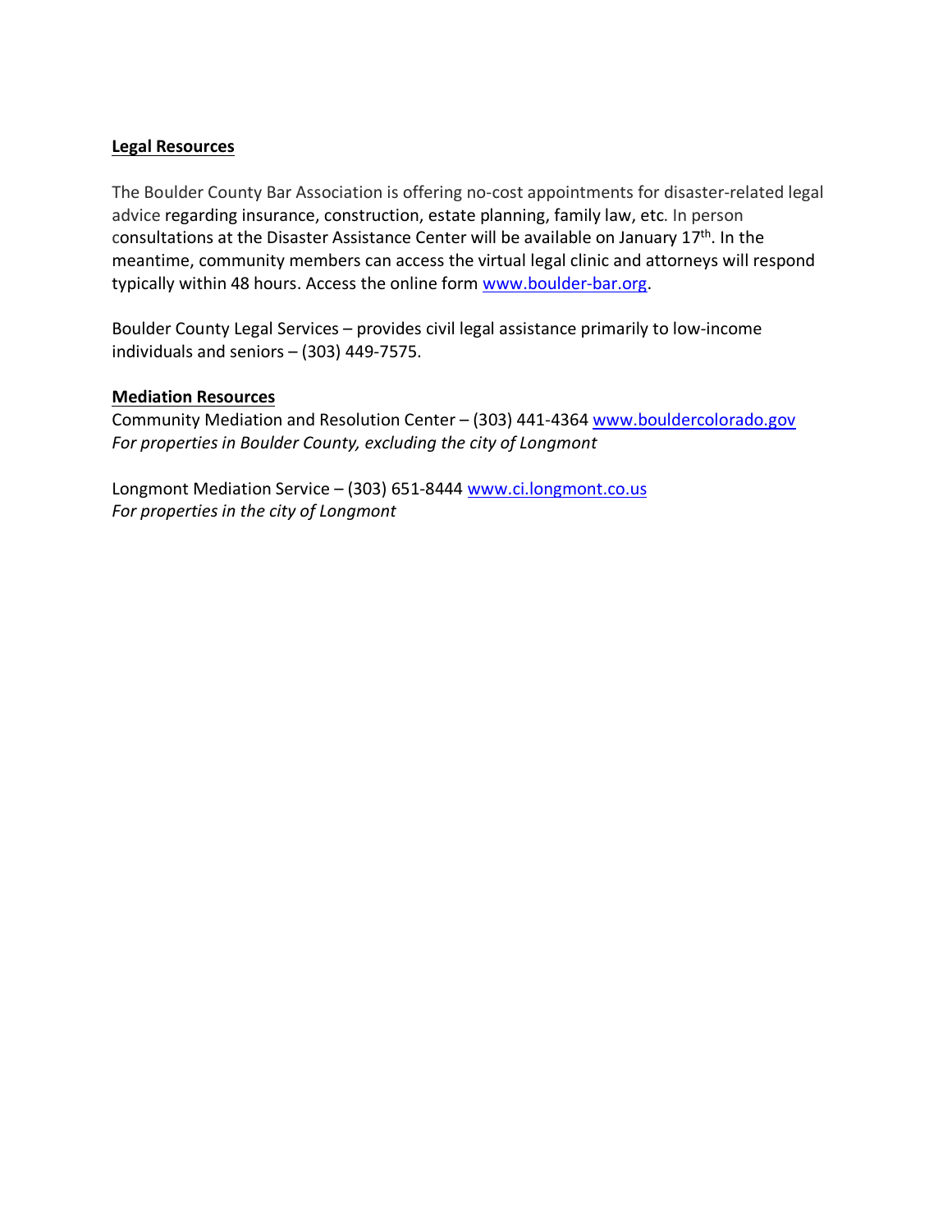**Legal Resources**

The Boulder County Bar Association is offering no-cost appointments for disaster-related legal advice regarding insurance, construction, estate planning, family law, etc. In person consultations at the Disaster Assistance Center will be available on January 17th. In the meantime, community members can access the virtual legal clinic and attorneys will respond typically within 48 hours. Access the online form www.boulder-bar.org.

Boulder County Legal Services – provides civil legal assistance primarily to low-income individuals and seniors – (303) 449-7575.

**Mediation Resources**

Community Mediation and Resolution Center – (303) 441-4364 www.bouldercolorado.gov
*For properties in Boulder County, excluding the city of Longmont*

Longmont Mediation Service – (303) 651-8444 www.ci.longmont.co.us
*For properties in the city of Longmont*